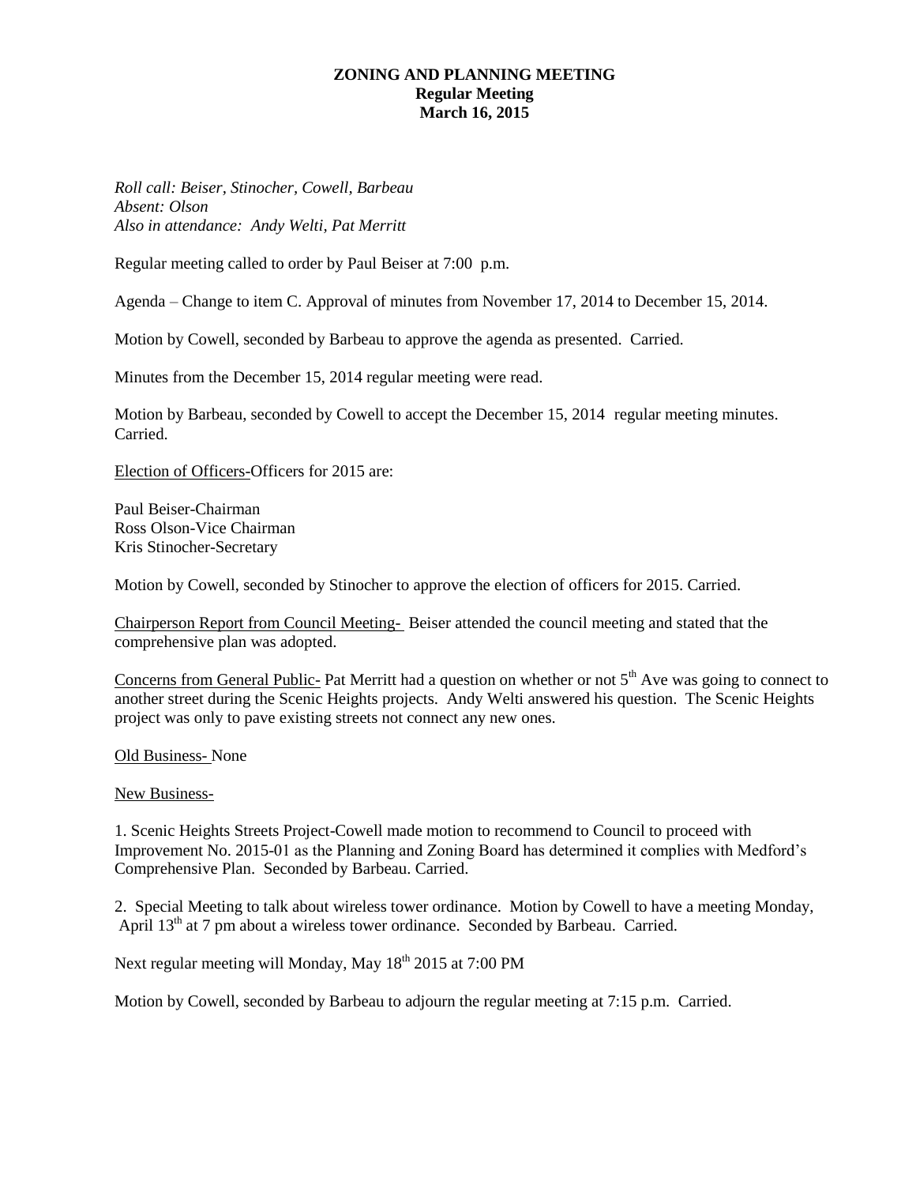# ZONING AND PLANNING MEETING
## Regular Meeting
## March 16, 2015

*Roll call: Beiser, Stinocher, Cowell, Barbeau*
*Absent: Olson*
*Also in attendance: Andy Welti, Pat Merritt*

Regular meeting called to order by Paul Beiser at 7:00 p.m.

Agenda – Change to item C. Approval of minutes from November 17, 2014 to December 15, 2014.

Motion by Cowell, seconded by Barbeau to approve the agenda as presented. Carried.

Minutes from the December 15, 2014 regular meeting were read.

Motion by Barbeau, seconded by Cowell to accept the December 15, 2014 regular meeting minutes. Carried.

Election of Officers-Officers for 2015 are:

Paul Beiser-Chairman
Ross Olson-Vice Chairman
Kris Stinocher-Secretary

Motion by Cowell, seconded by Stinocher to approve the election of officers for 2015. Carried.

Chairperson Report from Council Meeting- Beiser attended the council meeting and stated that the comprehensive plan was adopted.

Concerns from General Public- Pat Merritt had a question on whether or not 5th Ave was going to connect to another street during the Scenic Heights projects. Andy Welti answered his question. The Scenic Heights project was only to pave existing streets not connect any new ones.

Old Business- None

New Business-

1. Scenic Heights Streets Project-Cowell made motion to recommend to Council to proceed with Improvement No. 2015-01 as the Planning and Zoning Board has determined it complies with Medford's Comprehensive Plan. Seconded by Barbeau. Carried.

2. Special Meeting to talk about wireless tower ordinance. Motion by Cowell to have a meeting Monday, April 13th at 7 pm about a wireless tower ordinance. Seconded by Barbeau. Carried.

Next regular meeting will Monday, May 18th 2015 at 7:00 PM

Motion by Cowell, seconded by Barbeau to adjourn the regular meeting at 7:15 p.m. Carried.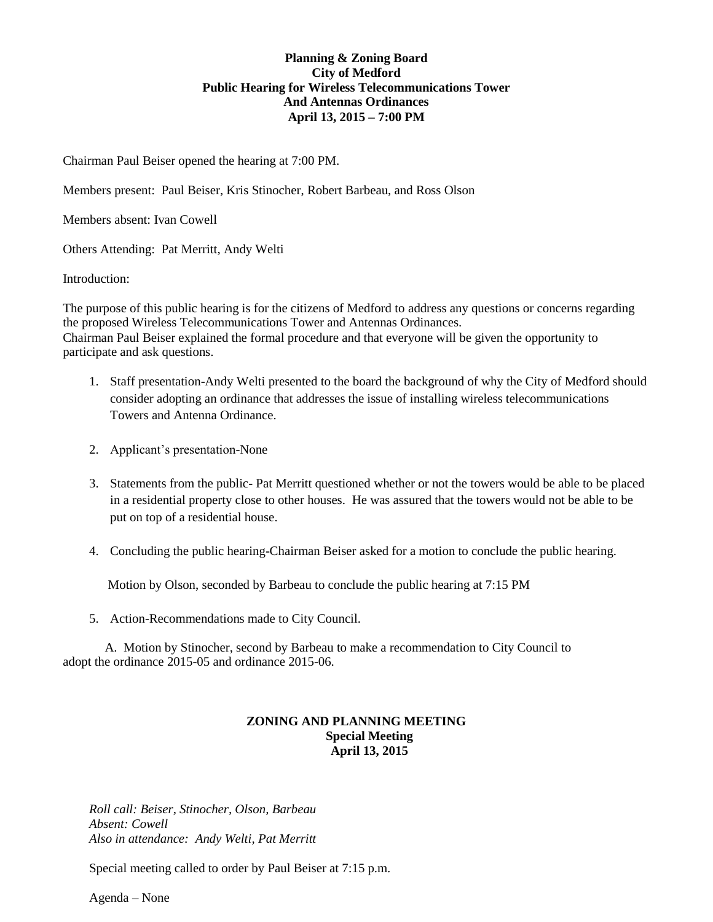**Planning & Zoning Board**
**City of Medford**
**Public Hearing for Wireless Telecommunications Tower**
**And Antennas Ordinances**
**April 13, 2015 – 7:00 PM**

Chairman Paul Beiser opened the hearing at 7:00 PM.

Members present: Paul Beiser, Kris Stinocher, Robert Barbeau, and Ross Olson

Members absent: Ivan Cowell

Others Attending: Pat Merritt, Andy Welti

Introduction:

The purpose of this public hearing is for the citizens of Medford to address any questions or concerns regarding the proposed Wireless Telecommunications Tower and Antennas Ordinances.
Chairman Paul Beiser explained the formal procedure and that everyone will be given the opportunity to participate and ask questions.

1. Staff presentation-Andy Welti presented to the board the background of why the City of Medford should consider adopting an ordinance that addresses the issue of installing wireless telecommunications Towers and Antenna Ordinance.

2. Applicant's presentation-None

3. Statements from the public- Pat Merritt questioned whether or not the towers would be able to be placed in a residential property close to other houses. He was assured that the towers would not be able to be put on top of a residential house.

4. Concluding the public hearing-Chairman Beiser asked for a motion to conclude the public hearing.

   Motion by Olson, seconded by Barbeau to conclude the public hearing at 7:15 PM

5. Action-Recommendations made to City Council.

   A. Motion by Stinocher, second by Barbeau to make a recommendation to City Council to adopt the ordinance 2015-05 and ordinance 2015-06.

**ZONING AND PLANNING MEETING**
**Special Meeting**
**April 13, 2015**

*Roll call: Beiser, Stinocher, Olson, Barbeau*
*Absent: Cowell*
*Also in attendance: Andy Welti, Pat Merritt*

Special meeting called to order by Paul Beiser at 7:15 p.m.

Agenda – None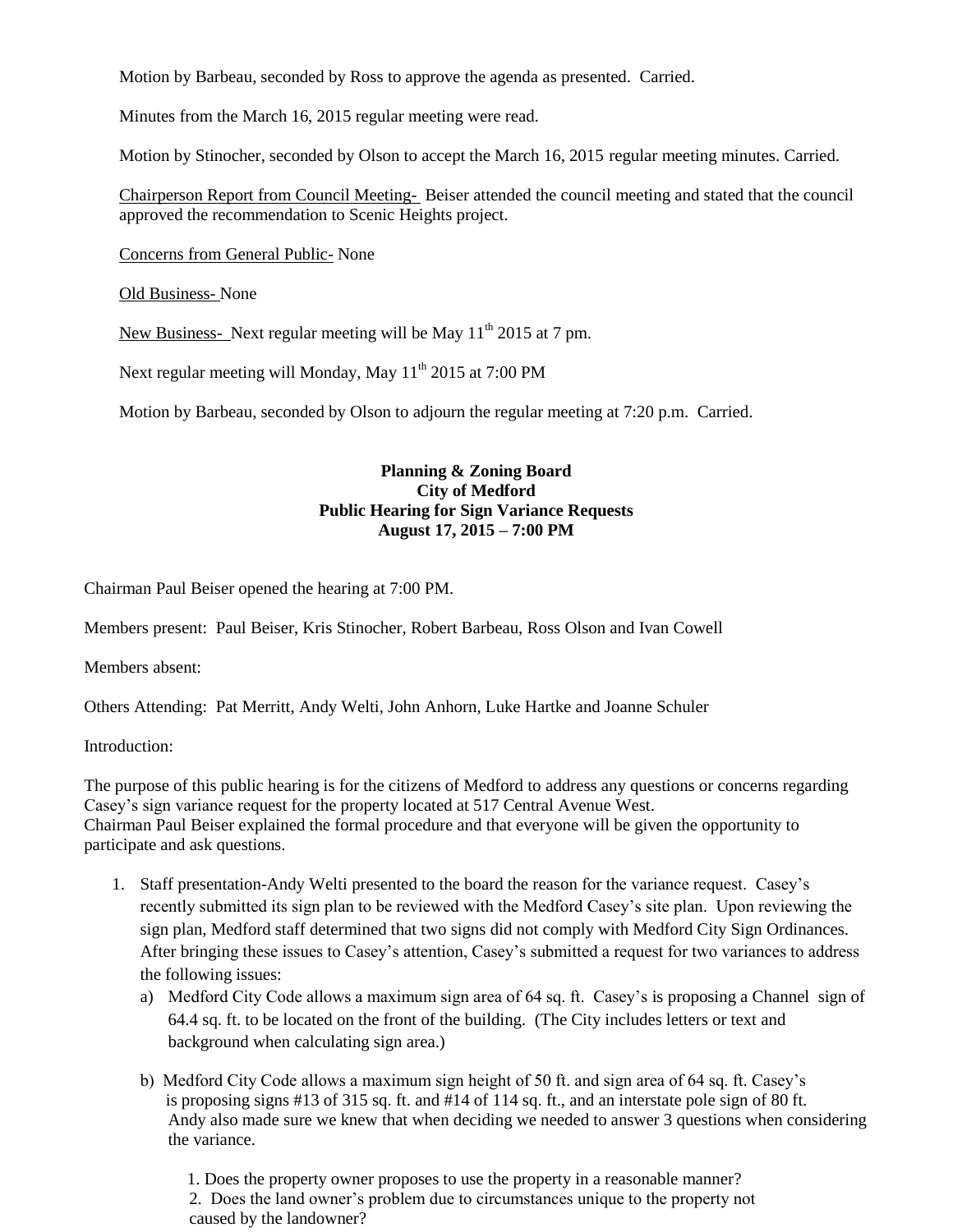Motion by Barbeau, seconded by Ross to approve the agenda as presented. Carried.

Minutes from the March 16, 2015 regular meeting were read.

Motion by Stinocher, seconded by Olson to accept the March 16, 2015 regular meeting minutes. Carried.

Chairperson Report from Council Meeting- Beiser attended the council meeting and stated that the council approved the recommendation to Scenic Heights project.

Concerns from General Public- None

Old Business- None

New Business- Next regular meeting will be May 11th 2015 at 7 pm.

Next regular meeting will Monday, May 11th 2015 at 7:00 PM

Motion by Barbeau, seconded by Olson to adjourn the regular meeting at 7:20 p.m. Carried.

**Planning & Zoning Board**
**City of Medford**
**Public Hearing for Sign Variance Requests**
**August 17, 2015 – 7:00 PM**

Chairman Paul Beiser opened the hearing at 7:00 PM.

Members present: Paul Beiser, Kris Stinocher, Robert Barbeau, Ross Olson and Ivan Cowell

Members absent:

Others Attending: Pat Merritt, Andy Welti, John Anhorn, Luke Hartke and Joanne Schuler

Introduction:

The purpose of this public hearing is for the citizens of Medford to address any questions or concerns regarding Casey's sign variance request for the property located at 517 Central Avenue West.
Chairman Paul Beiser explained the formal procedure and that everyone will be given the opportunity to participate and ask questions.

1. Staff presentation-Andy Welti presented to the board the reason for the variance request. Casey's recently submitted its sign plan to be reviewed with the Medford Casey's site plan. Upon reviewing the sign plan, Medford staff determined that two signs did not comply with Medford City Sign Ordinances. After bringing these issues to Casey's attention, Casey's submitted a request for two variances to address the following issues:
   a) Medford City Code allows a maximum sign area of 64 sq. ft. Casey's is proposing a Channel sign of 64.4 sq. ft. to be located on the front of the building. (The City includes letters or text and background when calculating sign area.)

   b) Medford City Code allows a maximum sign height of 50 ft. and sign area of 64 sq. ft. Casey's is proposing signs #13 of 315 sq. ft. and #14 of 114 sq. ft., and an interstate pole sign of 80 ft. Andy also made sure we knew that when deciding we needed to answer 3 questions when considering the variance.

      1. Does the property owner proposes to use the property in a reasonable manner?
      2. Does the land owner's problem due to circumstances unique to the property not caused by the landowner?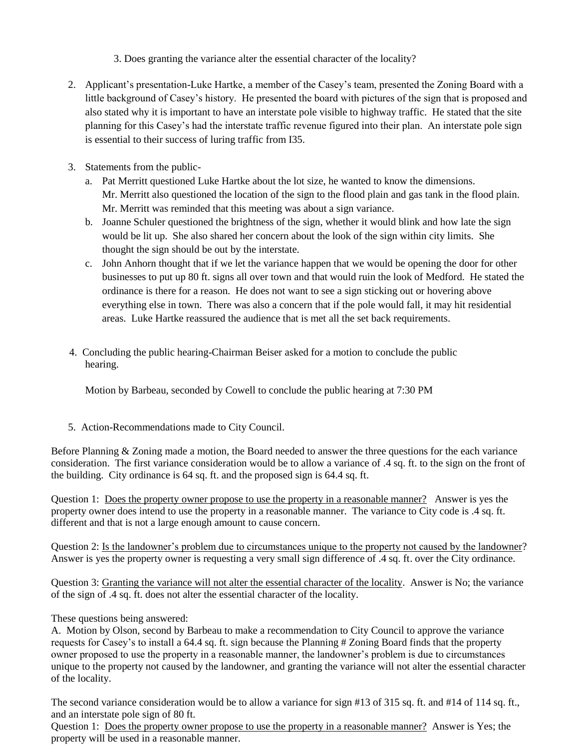3. Does granting the variance alter the essential character of the locality?

2. Applicant's presentation-Luke Hartke, a member of the Casey's team, presented the Zoning Board with a little background of Casey's history. He presented the board with pictures of the sign that is proposed and also stated why it is important to have an interstate pole visible to highway traffic. He stated that the site planning for this Casey's had the interstate traffic revenue figured into their plan. An interstate pole sign is essential to their success of luring traffic from I35.

3. Statements from the public-
   a. Pat Merritt questioned Luke Hartke about the lot size, he wanted to know the dimensions. Mr. Merritt also questioned the location of the sign to the flood plain and gas tank in the flood plain. Mr. Merritt was reminded that this meeting was about a sign variance.
   b. Joanne Schuler questioned the brightness of the sign, whether it would blink and how late the sign would be lit up. She also shared her concern about the look of the sign within city limits. She thought the sign should be out by the interstate.
   c. John Anhorn thought that if we let the variance happen that we would be opening the door for other businesses to put up 80 ft. signs all over town and that would ruin the look of Medford. He stated the ordinance is there for a reason. He does not want to see a sign sticking out or hovering above everything else in town. There was also a concern that if the pole would fall, it may hit residential areas. Luke Hartke reassured the audience that is met all the set back requirements.

4. Concluding the public hearing-Chairman Beiser asked for a motion to conclude the public hearing.

   Motion by Barbeau, seconded by Cowell to conclude the public hearing at 7:30 PM

5. Action-Recommendations made to City Council.

Before Planning & Zoning made a motion, the Board needed to answer the three questions for the each variance consideration. The first variance consideration would be to allow a variance of .4 sq. ft. to the sign on the front of the building. City ordinance is 64 sq. ft. and the proposed sign is 64.4 sq. ft.

Question 1: <u>Does the property owner propose to use the property in a reasonable manner?</u> Answer is yes the property owner does intend to use the property in a reasonable manner. The variance to City code is .4 sq. ft. different and that is not a large enough amount to cause concern.

Question 2: <u>Is the landowner's problem due to circumstances unique to the property not caused by the landowner</u>? Answer is yes the property owner is requesting a very small sign difference of .4 sq. ft. over the City ordinance.

Question 3: <u>Granting the variance will not alter the essential character of the locality</u>. Answer is No; the variance of the sign of .4 sq. ft. does not alter the essential character of the locality.

These questions being answered:
A. Motion by Olson, second by Barbeau to make a recommendation to City Council to approve the variance requests for Casey's to install a 64.4 sq. ft. sign because the Planning # Zoning Board finds that the property owner proposed to use the property in a reasonable manner, the landowner's problem is due to circumstances unique to the property not caused by the landowner, and granting the variance will not alter the essential character of the locality.

The second variance consideration would be to allow a variance for sign #13 of 315 sq. ft. and #14 of 114 sq. ft., and an interstate pole sign of 80 ft.
Question 1: <u>Does the property owner propose to use the property in a reasonable manner?</u> Answer is Yes; the property will be used in a reasonable manner.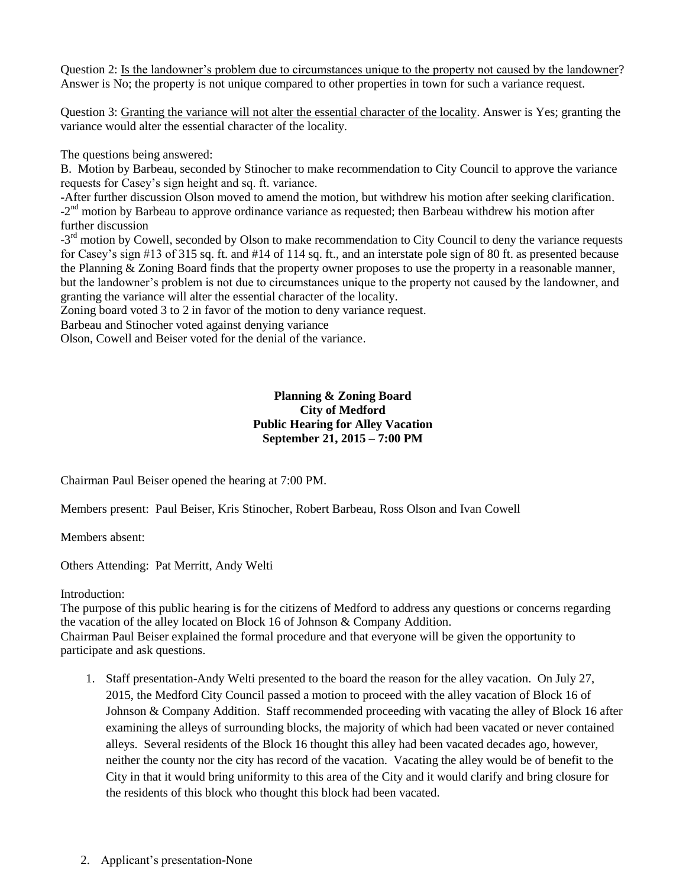Question 2: Is the landowner's problem due to circumstances unique to the property not caused by the landowner? Answer is No; the property is not unique compared to other properties in town for such a variance request.

Question 3: Granting the variance will not alter the essential character of the locality. Answer is Yes; granting the variance would alter the essential character of the locality.

The questions being answered:

B. Motion by Barbeau, seconded by Stinocher to make recommendation to City Council to approve the variance requests for Casey's sign height and sq. ft. variance.

-After further discussion Olson moved to amend the motion, but withdrew his motion after seeking clarification.

-2nd motion by Barbeau to approve ordinance variance as requested; then Barbeau withdrew his motion after further discussion

-3rd motion by Cowell, seconded by Olson to make recommendation to City Council to deny the variance requests for Casey's sign #13 of 315 sq. ft. and #14 of 114 sq. ft., and an interstate pole sign of 80 ft. as presented because the Planning & Zoning Board finds that the property owner proposes to use the property in a reasonable manner, but the landowner's problem is not due to circumstances unique to the property not caused by the landowner, and granting the variance will alter the essential character of the locality.

Zoning board voted 3 to 2 in favor of the motion to deny variance request.

Barbeau and Stinocher voted against denying variance

Olson, Cowell and Beiser voted for the denial of the variance.

**Planning & Zoning Board**
**City of Medford**
**Public Hearing for Alley Vacation**
**September 21, 2015 – 7:00 PM**

Chairman Paul Beiser opened the hearing at 7:00 PM.

Members present: Paul Beiser, Kris Stinocher, Robert Barbeau, Ross Olson and Ivan Cowell

Members absent:

Others Attending: Pat Merritt, Andy Welti

Introduction:

The purpose of this public hearing is for the citizens of Medford to address any questions or concerns regarding the vacation of the alley located on Block 16 of Johnson & Company Addition.

Chairman Paul Beiser explained the formal procedure and that everyone will be given the opportunity to participate and ask questions.

1. Staff presentation-Andy Welti presented to the board the reason for the alley vacation. On July 27, 2015, the Medford City Council passed a motion to proceed with the alley vacation of Block 16 of Johnson & Company Addition. Staff recommended proceeding with vacating the alley of Block 16 after examining the alleys of surrounding blocks, the majority of which had been vacated or never contained alleys. Several residents of the Block 16 thought this alley had been vacated decades ago, however, neither the county nor the city has record of the vacation. Vacating the alley would be of benefit to the City in that it would bring uniformity to this area of the City and it would clarify and bring closure for the residents of this block who thought this block had been vacated.

2. Applicant's presentation-None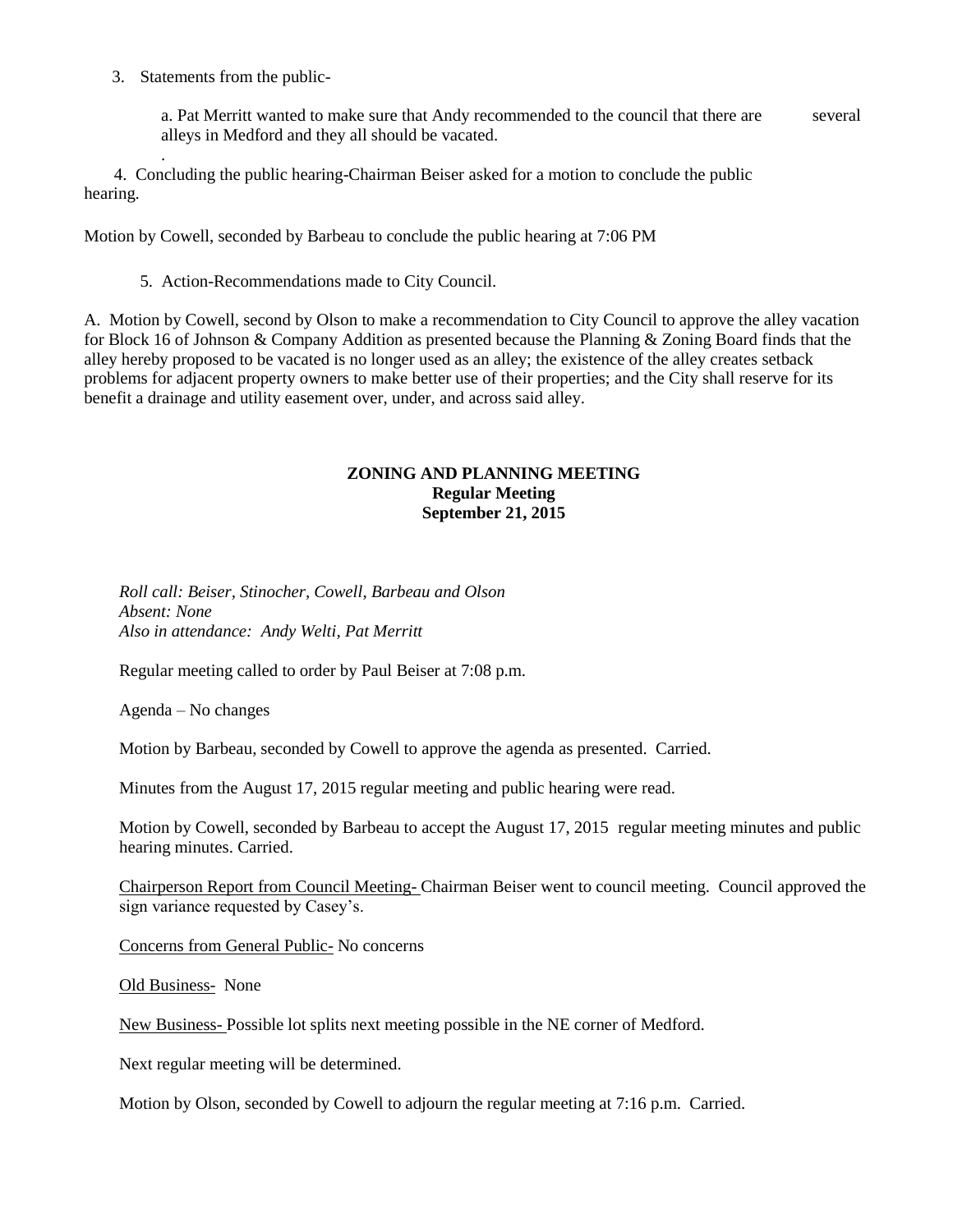3. Statements from the public-

   a. Pat Merritt wanted to make sure that Andy recommended to the council that there are several alleys in Medford and they all should be vacated.

   .

4. Concluding the public hearing-Chairman Beiser asked for a motion to conclude the public hearing.

Motion by Cowell, seconded by Barbeau to conclude the public hearing at 7:06 PM

5. Action-Recommendations made to City Council.

A. Motion by Cowell, second by Olson to make a recommendation to City Council to approve the alley vacation for Block 16 of Johnson & Company Addition as presented because the Planning & Zoning Board finds that the alley hereby proposed to be vacated is no longer used as an alley; the existence of the alley creates setback problems for adjacent property owners to make better use of their properties; and the City shall reserve for its benefit a drainage and utility easement over, under, and across said alley.

**ZONING AND PLANNING MEETING**
**Regular Meeting**
**September 21, 2015**

*Roll call: Beiser, Stinocher, Cowell, Barbeau and Olson*
*Absent: None*
*Also in attendance: Andy Welti, Pat Merritt*

Regular meeting called to order by Paul Beiser at 7:08 p.m.

Agenda – No changes

Motion by Barbeau, seconded by Cowell to approve the agenda as presented. Carried.

Minutes from the August 17, 2015 regular meeting and public hearing were read.

Motion by Cowell, seconded by Barbeau to accept the August 17, 2015 regular meeting minutes and public hearing minutes. Carried.

<u>Chairperson Report from Council Meeting-</u> Chairman Beiser went to council meeting. Council approved the sign variance requested by Casey's.

<u>Concerns from General Public-</u> No concerns

<u>Old Business-</u> None

<u>New Business-</u> Possible lot splits next meeting possible in the NE corner of Medford.

Next regular meeting will be determined.

Motion by Olson, seconded by Cowell to adjourn the regular meeting at 7:16 p.m. Carried.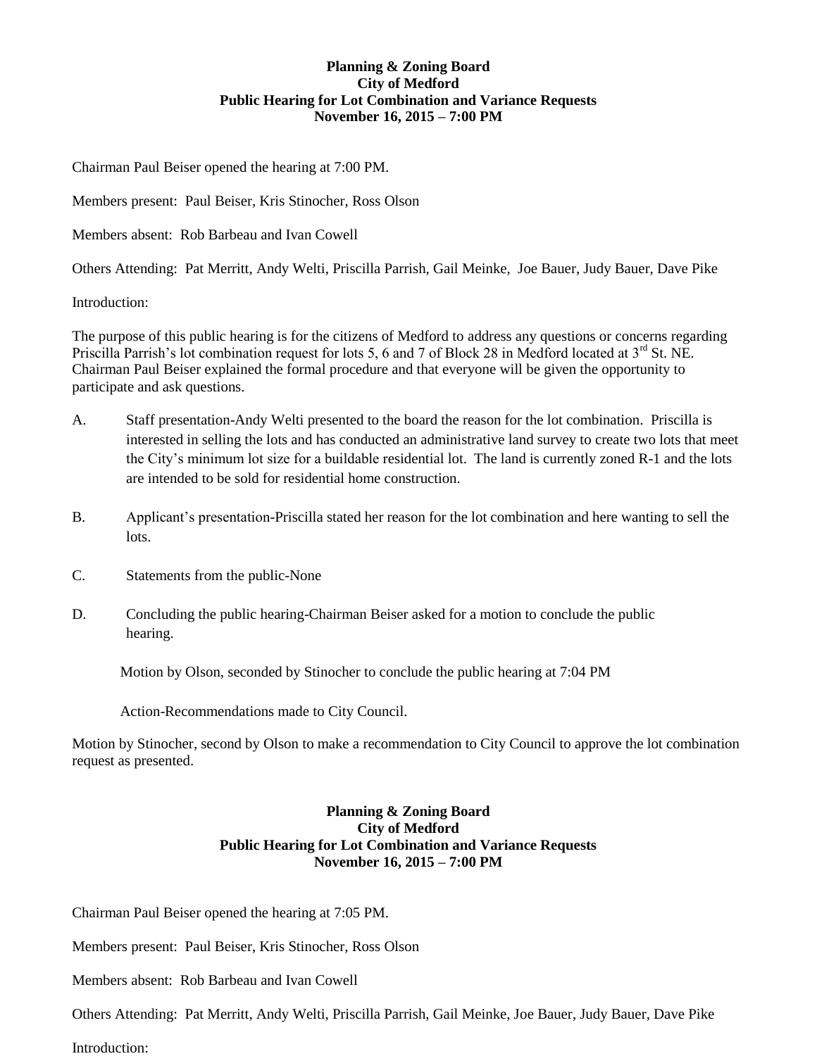**Planning & Zoning Board**
**City of Medford**
**Public Hearing for Lot Combination and Variance Requests**
**November 16, 2015 – 7:00 PM**

Chairman Paul Beiser opened the hearing at 7:00 PM.

Members present: Paul Beiser, Kris Stinocher, Ross Olson

Members absent: Rob Barbeau and Ivan Cowell

Others Attending: Pat Merritt, Andy Welti, Priscilla Parrish, Gail Meinke, Joe Bauer, Judy Bauer, Dave Pike

Introduction:

The purpose of this public hearing is for the citizens of Medford to address any questions or concerns regarding Priscilla Parrish's lot combination request for lots 5, 6 and 7 of Block 28 in Medford located at 3rd St. NE. Chairman Paul Beiser explained the formal procedure and that everyone will be given the opportunity to participate and ask questions.

A. Staff presentation-Andy Welti presented to the board the reason for the lot combination. Priscilla is interested in selling the lots and has conducted an administrative land survey to create two lots that meet the City's minimum lot size for a buildable residential lot. The land is currently zoned R-1 and the lots are intended to be sold for residential home construction.

B. Applicant's presentation-Priscilla stated her reason for the lot combination and here wanting to sell the lots.

C. Statements from the public-None

D. Concluding the public hearing-Chairman Beiser asked for a motion to conclude the public hearing.

   Motion by Olson, seconded by Stinocher to conclude the public hearing at 7:04 PM

   Action-Recommendations made to City Council.

Motion by Stinocher, second by Olson to make a recommendation to City Council to approve the lot combination request as presented.

**Planning & Zoning Board**
**City of Medford**
**Public Hearing for Lot Combination and Variance Requests**
**November 16, 2015 – 7:00 PM**

Chairman Paul Beiser opened the hearing at 7:05 PM.

Members present: Paul Beiser, Kris Stinocher, Ross Olson

Members absent: Rob Barbeau and Ivan Cowell

Others Attending: Pat Merritt, Andy Welti, Priscilla Parrish, Gail Meinke, Joe Bauer, Judy Bauer, Dave Pike

Introduction: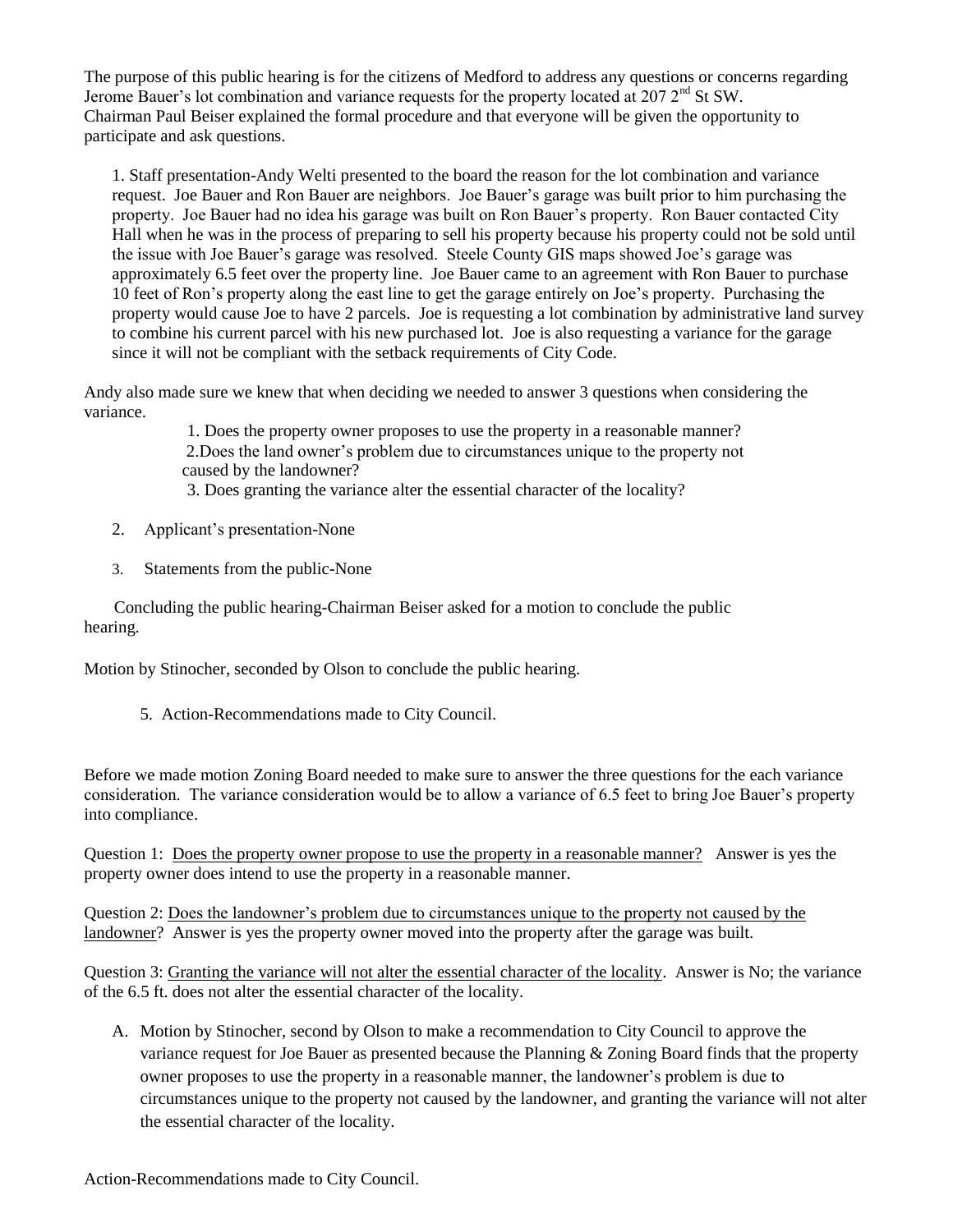The purpose of this public hearing is for the citizens of Medford to address any questions or concerns regarding Jerome Bauer's lot combination and variance requests for the property located at 207 2nd St SW. Chairman Paul Beiser explained the formal procedure and that everyone will be given the opportunity to participate and ask questions.

1. Staff presentation-Andy Welti presented to the board the reason for the lot combination and variance request. Joe Bauer and Ron Bauer are neighbors. Joe Bauer's garage was built prior to him purchasing the property. Joe Bauer had no idea his garage was built on Ron Bauer's property. Ron Bauer contacted City Hall when he was in the process of preparing to sell his property because his property could not be sold until the issue with Joe Bauer's garage was resolved. Steele County GIS maps showed Joe's garage was approximately 6.5 feet over the property line. Joe Bauer came to an agreement with Ron Bauer to purchase 10 feet of Ron's property along the east line to get the garage entirely on Joe's property. Purchasing the property would cause Joe to have 2 parcels. Joe is requesting a lot combination by administrative land survey to combine his current parcel with his new purchased lot. Joe is also requesting a variance for the garage since it will not be compliant with the setback requirements of City Code.

Andy also made sure we knew that when deciding we needed to answer 3 questions when considering the variance.

1. Does the property owner proposes to use the property in a reasonable manner?
2. Does the land owner's problem due to circumstances unique to the property not caused by the landowner?
3. Does granting the variance alter the essential character of the locality?

2. Applicant's presentation-None

3. Statements from the public-None

Concluding the public hearing-Chairman Beiser asked for a motion to conclude the public hearing.

Motion by Stinocher, seconded by Olson to conclude the public hearing.

5. Action-Recommendations made to City Council.

Before we made motion Zoning Board needed to make sure to answer the three questions for the each variance consideration. The variance consideration would be to allow a variance of 6.5 feet to bring Joe Bauer's property into compliance.

Question 1: Does the property owner propose to use the property in a reasonable manner? Answer is yes the property owner does intend to use the property in a reasonable manner.

Question 2: Does the landowner's problem due to circumstances unique to the property not caused by the landowner? Answer is yes the property owner moved into the property after the garage was built.

Question 3: Granting the variance will not alter the essential character of the locality. Answer is No; the variance of the 6.5 ft. does not alter the essential character of the locality.

A. Motion by Stinocher, second by Olson to make a recommendation to City Council to approve the variance request for Joe Bauer as presented because the Planning & Zoning Board finds that the property owner proposes to use the property in a reasonable manner, the landowner's problem is due to circumstances unique to the property not caused by the landowner, and granting the variance will not alter the essential character of the locality.

Action-Recommendations made to City Council.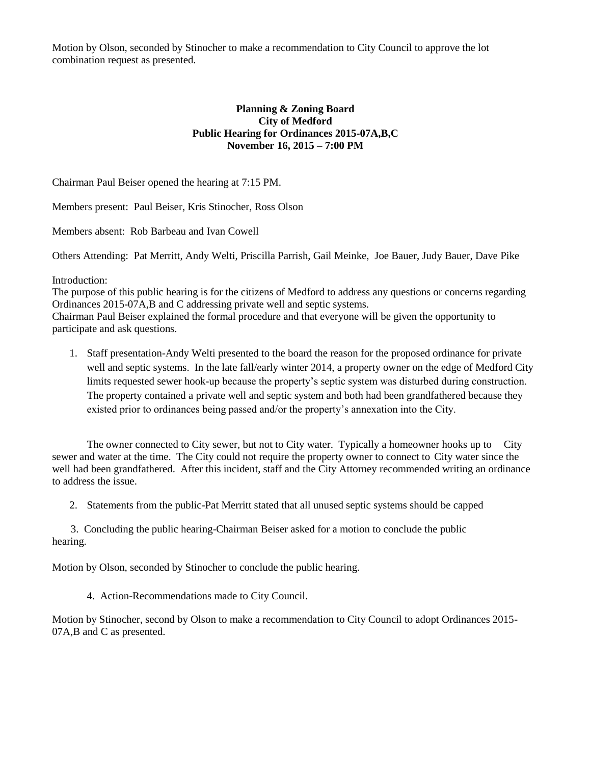Motion by Olson, seconded by Stinocher to make a recommendation to City Council to approve the lot combination request as presented.

**Planning & Zoning Board**
**City of Medford**
**Public Hearing for Ordinances 2015-07A,B,C**
**November 16, 2015 – 7:00 PM**

Chairman Paul Beiser opened the hearing at 7:15 PM.

Members present: Paul Beiser, Kris Stinocher, Ross Olson

Members absent: Rob Barbeau and Ivan Cowell

Others Attending: Pat Merritt, Andy Welti, Priscilla Parrish, Gail Meinke, Joe Bauer, Judy Bauer, Dave Pike

Introduction:
The purpose of this public hearing is for the citizens of Medford to address any questions or concerns regarding Ordinances 2015-07A,B and C addressing private well and septic systems.
Chairman Paul Beiser explained the formal procedure and that everyone will be given the opportunity to participate and ask questions.

1. Staff presentation-Andy Welti presented to the board the reason for the proposed ordinance for private well and septic systems. In the late fall/early winter 2014, a property owner on the edge of Medford City limits requested sewer hook-up because the property's septic system was disturbed during construction. The property contained a private well and septic system and both had been grandfathered because they existed prior to ordinances being passed and/or the property's annexation into the City.

The owner connected to City sewer, but not to City water. Typically a homeowner hooks up to City sewer and water at the time. The City could not require the property owner to connect to City water since the well had been grandfathered. After this incident, staff and the City Attorney recommended writing an ordinance to address the issue.

2. Statements from the public-Pat Merritt stated that all unused septic systems should be capped

3. Concluding the public hearing-Chairman Beiser asked for a motion to conclude the public hearing.

Motion by Olson, seconded by Stinocher to conclude the public hearing.

4. Action-Recommendations made to City Council.

Motion by Stinocher, second by Olson to make a recommendation to City Council to adopt Ordinances 2015-07A,B and C as presented.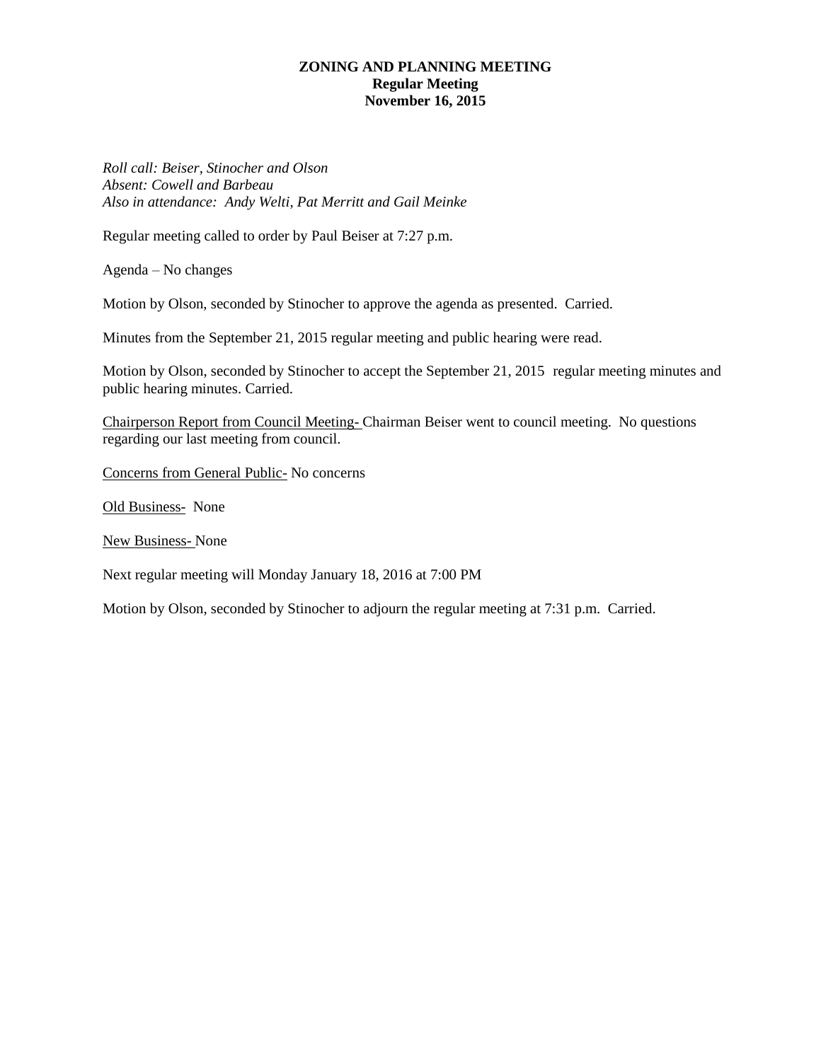**ZONING AND PLANNING MEETING**
**Regular Meeting**
**November 16, 2015**

*Roll call: Beiser, Stinocher and Olson*
*Absent: Cowell and Barbeau*
*Also in attendance: Andy Welti, Pat Merritt and Gail Meinke*

Regular meeting called to order by Paul Beiser at 7:27 p.m.

Agenda – No changes

Motion by Olson, seconded by Stinocher to approve the agenda as presented. Carried.

Minutes from the September 21, 2015 regular meeting and public hearing were read.

Motion by Olson, seconded by Stinocher to accept the September 21, 2015 regular meeting minutes and public hearing minutes. Carried.

<u>Chairperson Report from Council Meeting-</u> Chairman Beiser went to council meeting. No questions regarding our last meeting from council.

<u>Concerns from General Public-</u> No concerns

<u>Old Business-</u> None

<u>New Business-</u> None

Next regular meeting will Monday January 18, 2016 at 7:00 PM

Motion by Olson, seconded by Stinocher to adjourn the regular meeting at 7:31 p.m. Carried.